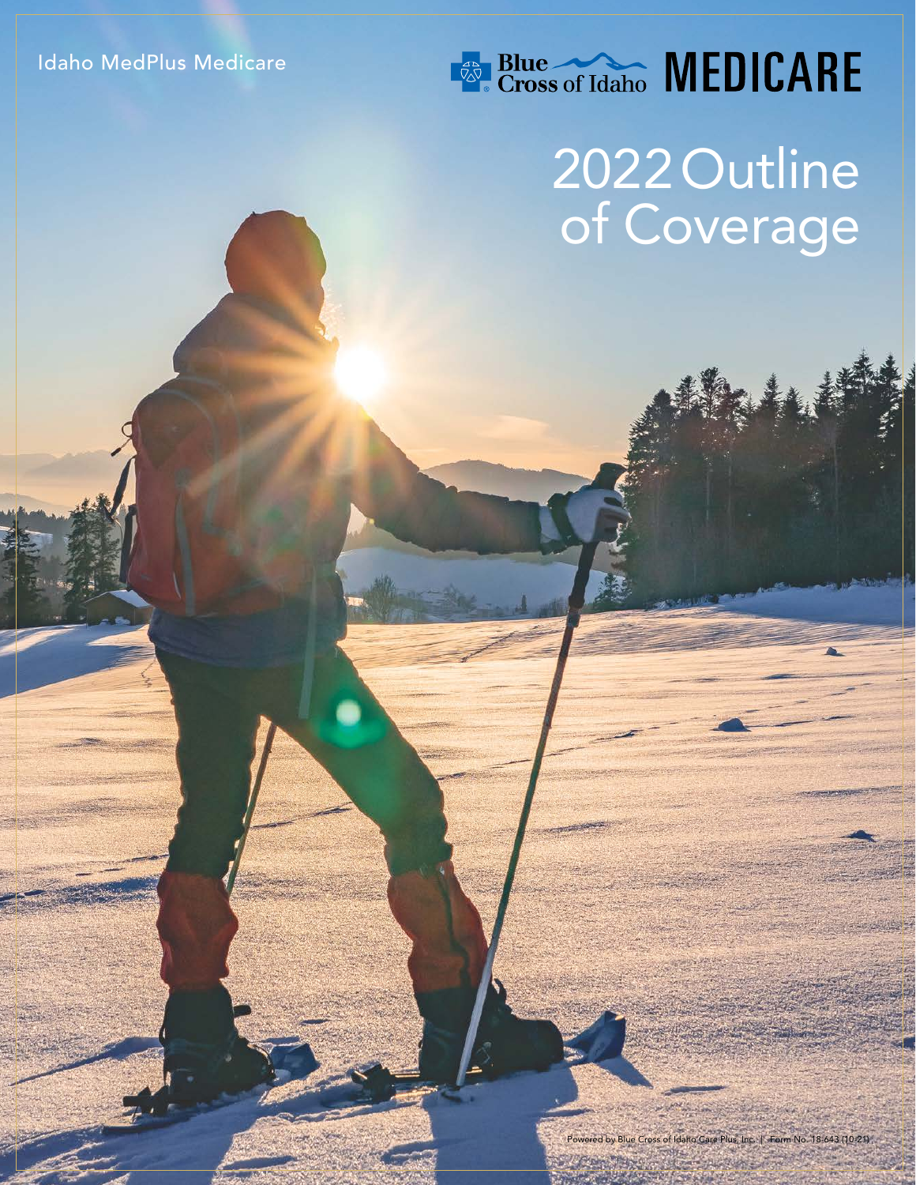Idaho MedPlus Medicare

Blue Cross of Idaho MEDICARE

# 2022 Outline of Coverage

Powered by Blue Cross of Idaho Care Plus, Inc. | Form No. 18-643 (10-21)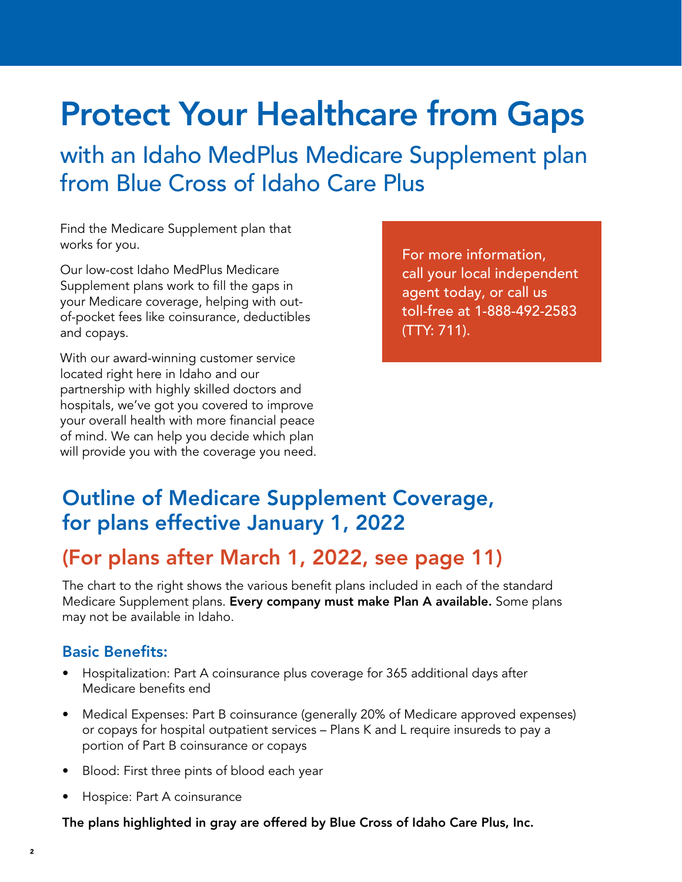# Protect Your Healthcare from Gaps

## with an Idaho MedPlus Medicare Supplement plan from Blue Cross of Idaho Care Plus

Find the Medicare Supplement plan that works for you.

Our low-cost Idaho MedPlus Medicare Supplement plans work to fill the gaps in your Medicare coverage, helping with out-of-pocket fees like coinsurance, deductibles and copays.

With our award-winning customer service located right here in Idaho and our partnership with highly skilled doctors and hospitals, we've got you covered to improve your overall health with more financial peace of mind. We can help you decide which plan will provide you with the coverage you need.

For more information, call your local independent agent today, or call us toll-free at 1-888-492-2583 (TTY: 711).

## Outline of Medicare Supplement Coverage, for plans effective January 1, 2022

## (For plans after March 1, 2022, see page 11)

The chart to the right shows the various benefit plans included in each of the standard Medicare Supplement plans. **Every company must make Plan A available.** Some plans may not be available in Idaho.

### Basic Benefits:

- Hospitalization: Part A coinsurance plus coverage for 365 additional days after Medicare benefits end
- Medical Expenses: Part B coinsurance (generally 20% of Medicare approved expenses) or copays for hospital outpatient services – Plans K and L require insureds to pay a portion of Part B coinsurance or copays
- Blood: First three pints of blood each year
- Hospice: Part A coinsurance

**The plans highlighted in gray are offered by Blue Cross of Idaho Care Plus, Inc.**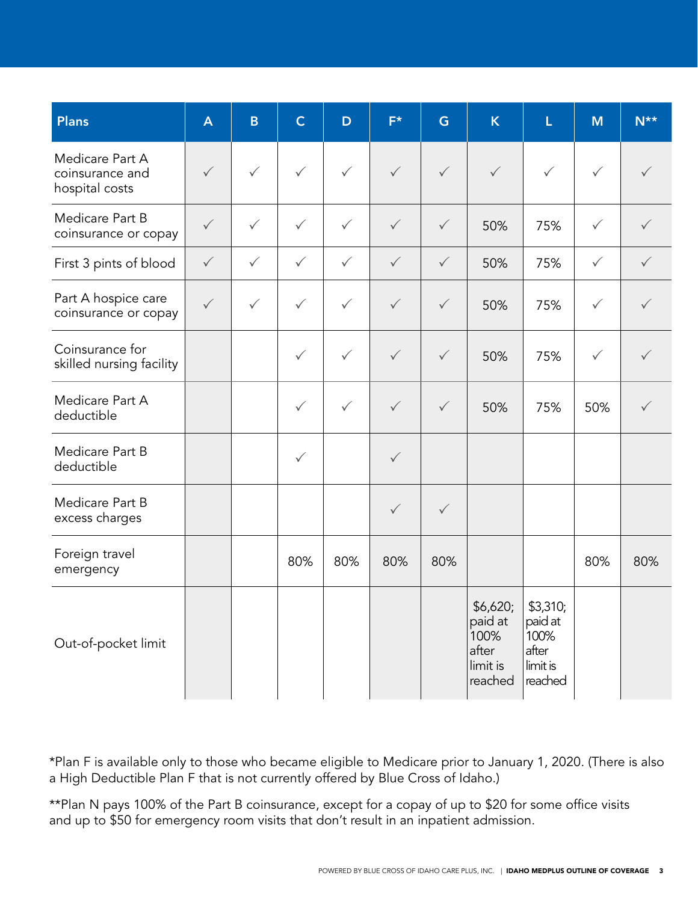| Plans | A | B | C | D | F* | G | K | L | M | N** |
|---|---|---|---|---|---|---|---|---|---|---|
| Medicare Part A coinsurance and hospital costs | ✓ | ✓ | ✓ | ✓ | ✓ | ✓ | ✓ | ✓ | ✓ | ✓ |
| Medicare Part B coinsurance or copay | ✓ | ✓ | ✓ | ✓ | ✓ | ✓ | 50% | 75% | ✓ | ✓ |
| First 3 pints of blood | ✓ | ✓ | ✓ | ✓ | ✓ | ✓ | 50% | 75% | ✓ | ✓ |
| Part A hospice care coinsurance or copay | ✓ | ✓ | ✓ | ✓ | ✓ | ✓ | 50% | 75% | ✓ | ✓ |
| Coinsurance for skilled nursing facility | | | ✓ | ✓ | ✓ | ✓ | 50% | 75% | ✓ | ✓ |
| Medicare Part A deductible | | | ✓ | ✓ | ✓ | ✓ | 50% | 75% | 50% | ✓ |
| Medicare Part B deductible | | | ✓ | | ✓ | | | | | |
| Medicare Part B excess charges | | | | | ✓ | ✓ | | | | |
| Foreign travel emergency | | | 80% | 80% | 80% | 80% | | | 80% | 80% |
| Out-of-pocket limit | | | | | | | $6,620; paid at 100% after limit is reached | $3,310; paid at 100% after limit is reached | | |

*Plan F is available only to those who became eligible to Medicare prior to January 1, 2020. (There is also a High Deductible Plan F that is not currently offered by Blue Cross of Idaho.)

**Plan N pays 100% of the Part B coinsurance, except for a copay of up to $20 for some office visits and up to $50 for emergency room visits that don't result in an inpatient admission.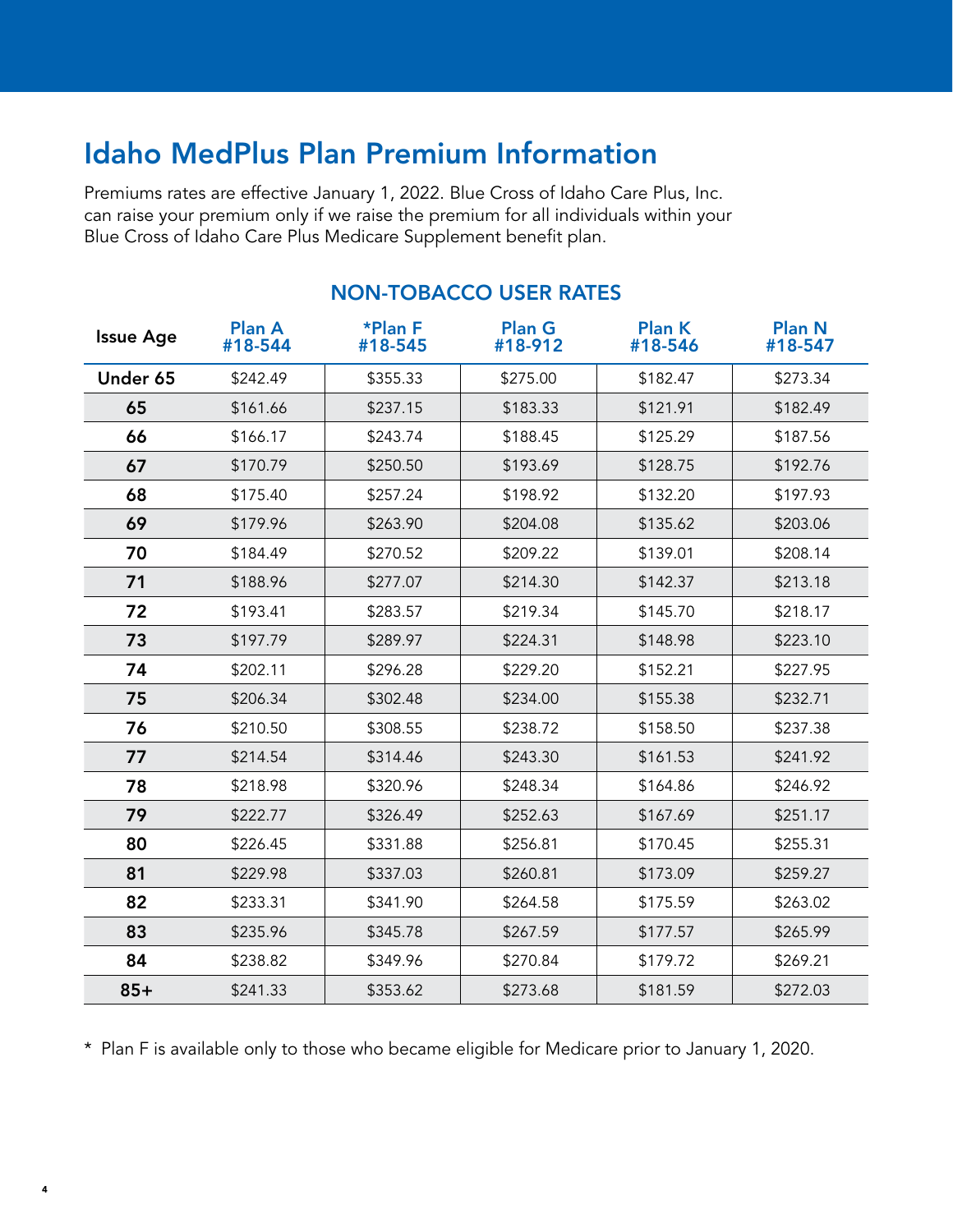# Idaho MedPlus Plan Premium Information

Premiums rates are effective January 1, 2022. Blue Cross of Idaho Care Plus, Inc. can raise your premium only if we raise the premium for all individuals within your Blue Cross of Idaho Care Plus Medicare Supplement benefit plan.

## NON-TOBACCO USER RATES

| Issue Age | Plan A #18-544 | *Plan F #18-545 | Plan G #18-912 | Plan K #18-546 | Plan N #18-547 |
|---|---|---|---|---|---|
| Under 65 | $242.49 | $355.33 | $275.00 | $182.47 | $273.34 |
| 65 | $161.66 | $237.15 | $183.33 | $121.91 | $182.49 |
| 66 | $166.17 | $243.74 | $188.45 | $125.29 | $187.56 |
| 67 | $170.79 | $250.50 | $193.69 | $128.75 | $192.76 |
| 68 | $175.40 | $257.24 | $198.92 | $132.20 | $197.93 |
| 69 | $179.96 | $263.90 | $204.08 | $135.62 | $203.06 |
| 70 | $184.49 | $270.52 | $209.22 | $139.01 | $208.14 |
| 71 | $188.96 | $277.07 | $214.30 | $142.37 | $213.18 |
| 72 | $193.41 | $283.57 | $219.34 | $145.70 | $218.17 |
| 73 | $197.79 | $289.97 | $224.31 | $148.98 | $223.10 |
| 74 | $202.11 | $296.28 | $229.20 | $152.21 | $227.95 |
| 75 | $206.34 | $302.48 | $234.00 | $155.38 | $232.71 |
| 76 | $210.50 | $308.55 | $238.72 | $158.50 | $237.38 |
| 77 | $214.54 | $314.46 | $243.30 | $161.53 | $241.92 |
| 78 | $218.98 | $320.96 | $248.34 | $164.86 | $246.92 |
| 79 | $222.77 | $326.49 | $252.63 | $167.69 | $251.17 |
| 80 | $226.45 | $331.88 | $256.81 | $170.45 | $255.31 |
| 81 | $229.98 | $337.03 | $260.81 | $173.09 | $259.27 |
| 82 | $233.31 | $341.90 | $264.58 | $175.59 | $263.02 |
| 83 | $235.96 | $345.78 | $267.59 | $177.57 | $265.99 |
| 84 | $238.82 | $349.96 | $270.84 | $179.72 | $269.21 |
| 85+ | $241.33 | $353.62 | $273.68 | $181.59 | $272.03 |

* Plan F is available only to those who became eligible for Medicare prior to January 1, 2020.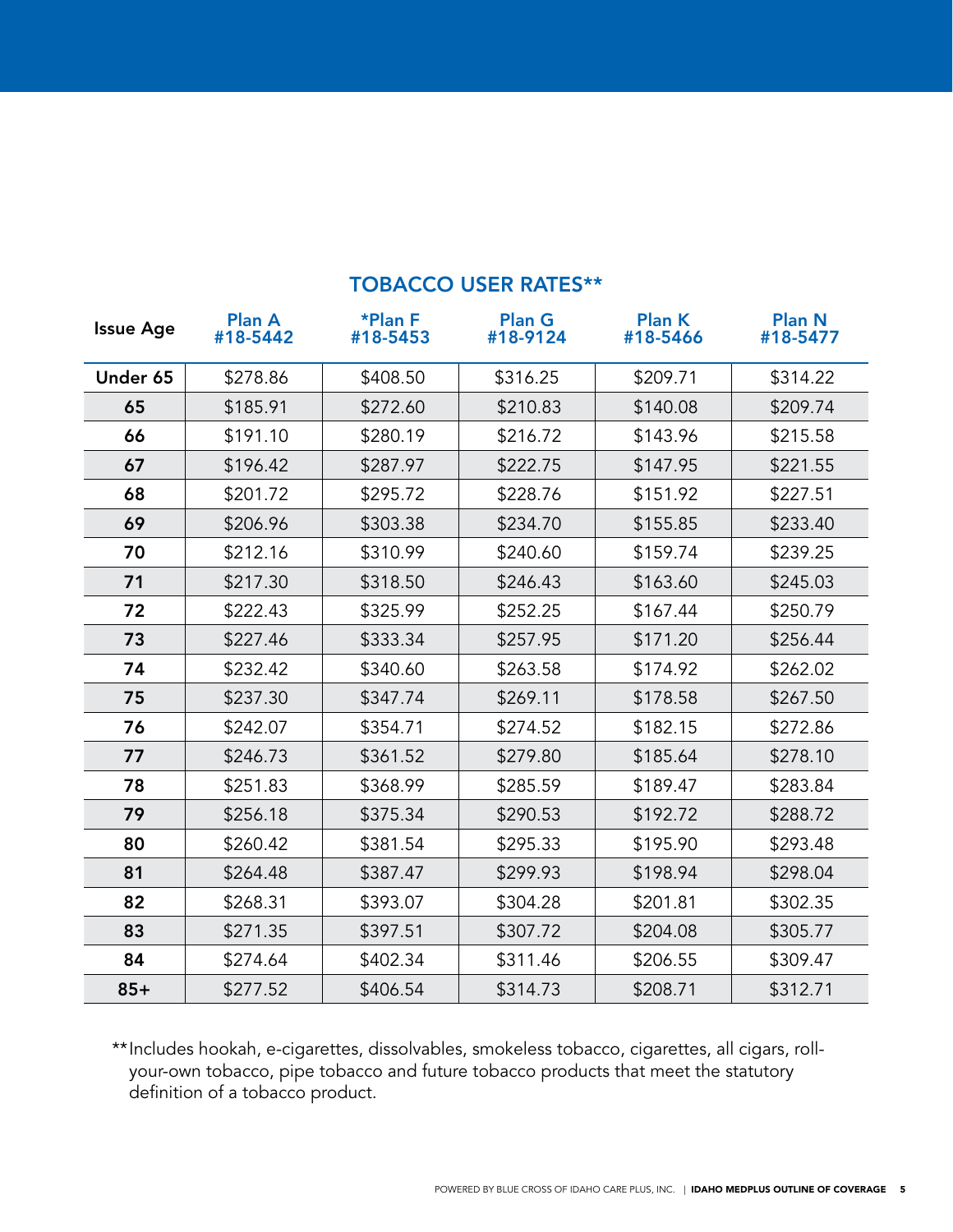## TOBACCO USER RATES**

| Issue Age | Plan A #18-5442 | *Plan F #18-5453 | Plan G #18-9124 | Plan K #18-5466 | Plan N #18-5477 |
|---|---|---|---|---|---|
| Under 65 | $278.86 | $408.50 | $316.25 | $209.71 | $314.22 |
| 65 | $185.91 | $272.60 | $210.83 | $140.08 | $209.74 |
| 66 | $191.10 | $280.19 | $216.72 | $143.96 | $215.58 |
| 67 | $196.42 | $287.97 | $222.75 | $147.95 | $221.55 |
| 68 | $201.72 | $295.72 | $228.76 | $151.92 | $227.51 |
| 69 | $206.96 | $303.38 | $234.70 | $155.85 | $233.40 |
| 70 | $212.16 | $310.99 | $240.60 | $159.74 | $239.25 |
| 71 | $217.30 | $318.50 | $246.43 | $163.60 | $245.03 |
| 72 | $222.43 | $325.99 | $252.25 | $167.44 | $250.79 |
| 73 | $227.46 | $333.34 | $257.95 | $171.20 | $256.44 |
| 74 | $232.42 | $340.60 | $263.58 | $174.92 | $262.02 |
| 75 | $237.30 | $347.74 | $269.11 | $178.58 | $267.50 |
| 76 | $242.07 | $354.71 | $274.52 | $182.15 | $272.86 |
| 77 | $246.73 | $361.52 | $279.80 | $185.64 | $278.10 |
| 78 | $251.83 | $368.99 | $285.59 | $189.47 | $283.84 |
| 79 | $256.18 | $375.34 | $290.53 | $192.72 | $288.72 |
| 80 | $260.42 | $381.54 | $295.33 | $195.90 | $293.48 |
| 81 | $264.48 | $387.47 | $299.93 | $198.94 | $298.04 |
| 82 | $268.31 | $393.07 | $304.28 | $201.81 | $302.35 |
| 83 | $271.35 | $397.51 | $307.72 | $204.08 | $305.77 |
| 84 | $274.64 | $402.34 | $311.46 | $206.55 | $309.47 |
| 85+ | $277.52 | $406.54 | $314.73 | $208.71 | $312.71 |

**Includes hookah, e-cigarettes, dissolvables, smokeless tobacco, cigarettes, all cigars, roll-your-own tobacco, pipe tobacco and future tobacco products that meet the statutory definition of a tobacco product.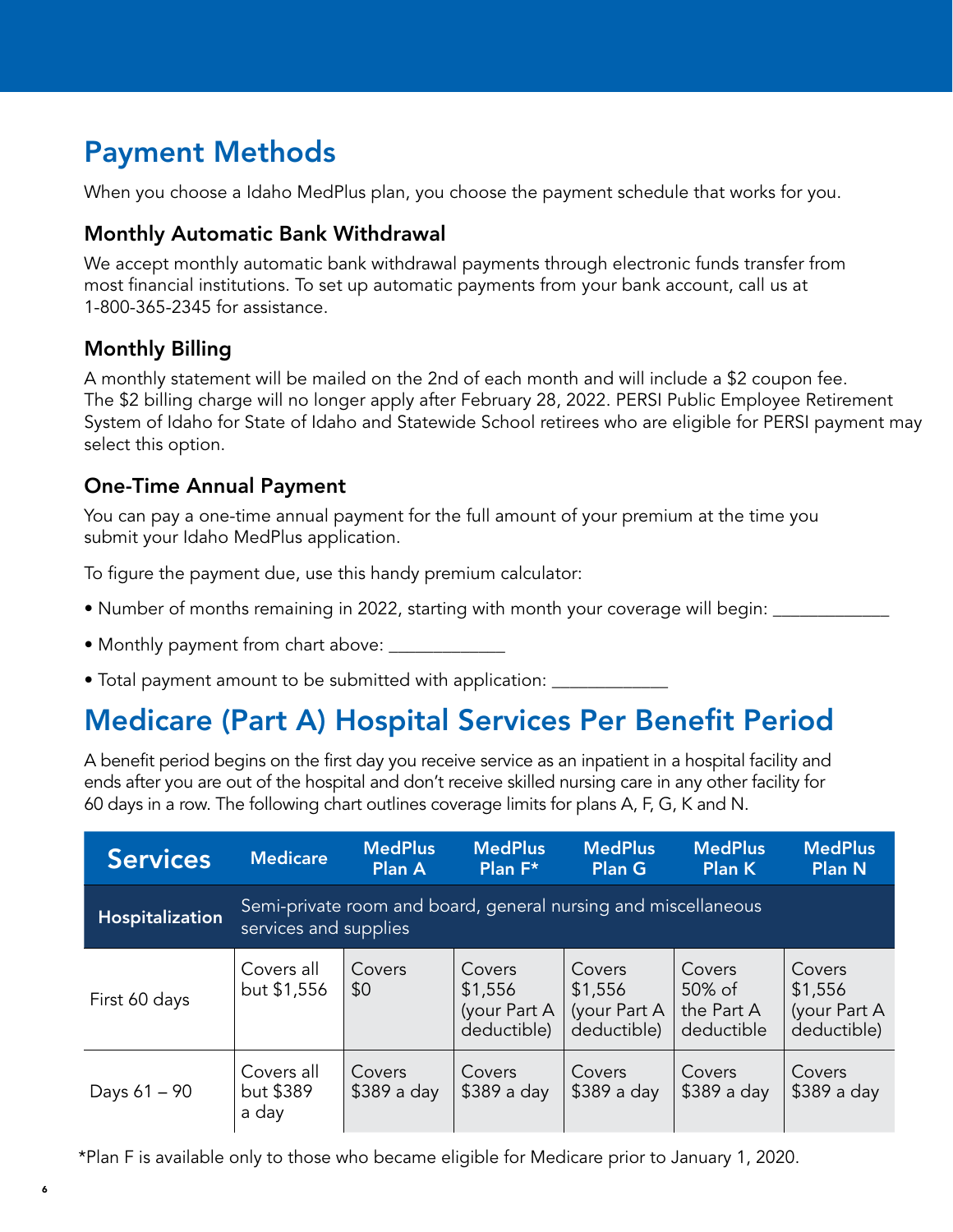## Payment Methods

When you choose a Idaho MedPlus plan, you choose the payment schedule that works for you.

### Monthly Automatic Bank Withdrawal

We accept monthly automatic bank withdrawal payments through electronic funds transfer from most financial institutions. To set up automatic payments from your bank account, call us at 1-800-365-2345 for assistance.

### Monthly Billing

A monthly statement will be mailed on the 2nd of each month and will include a $2 coupon fee. The $2 billing charge will no longer apply after February 28, 2022. PERSI Public Employee Retirement System of Idaho for State of Idaho and Statewide School retirees who are eligible for PERSI payment may select this option.

### One-Time Annual Payment

You can pay a one-time annual payment for the full amount of your premium at the time you submit your Idaho MedPlus application.

To figure the payment due, use this handy premium calculator:

- Number of months remaining in 2022, starting with month your coverage will begin: ____________
- Monthly payment from chart above: ____________
- Total payment amount to be submitted with application: ____________

## Medicare (Part A) Hospital Services Per Benefit Period

A benefit period begins on the first day you receive service as an inpatient in a hospital facility and ends after you are out of the hospital and don't receive skilled nursing care in any other facility for 60 days in a row. The following chart outlines coverage limits for plans A, F, G, K and N.

| Services | Medicare | MedPlus Plan A | MedPlus Plan F* | MedPlus Plan G | MedPlus Plan K | MedPlus Plan N |
|---|---|---|---|---|---|---|
| **Hospitalization** | Semi-private room and board, general nursing and miscellaneous services and supplies | | | | | |
| First 60 days | Covers all but $1,556 | Covers $0 | Covers $1,556 (your Part A deductible) | Covers $1,556 (your Part A deductible) | Covers 50% of the Part A deductible | Covers $1,556 (your Part A deductible) |
| Days 61 – 90 | Covers all but $389 a day | Covers $389 a day | Covers $389 a day | Covers $389 a day | Covers $389 a day | Covers $389 a day |

*Plan F is available only to those who became eligible for Medicare prior to January 1, 2020.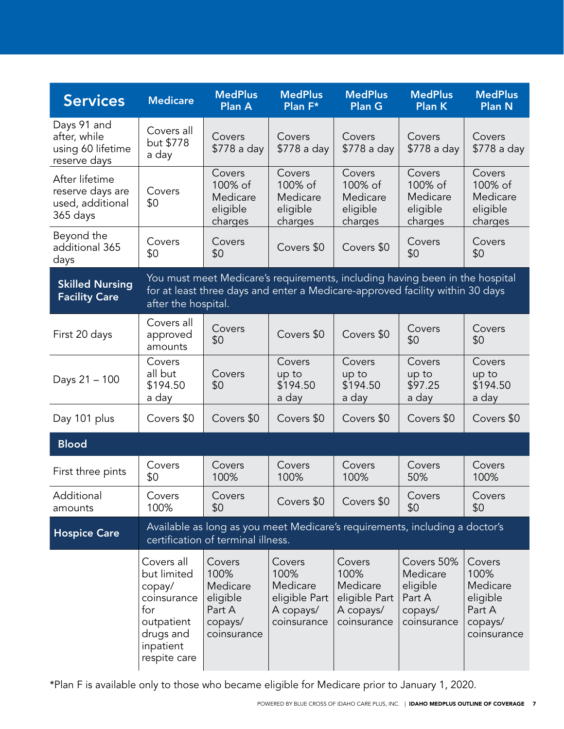| Services | Medicare | MedPlus Plan A | MedPlus Plan F* | MedPlus Plan G | MedPlus Plan K | MedPlus Plan N |
|---|---|---|---|---|---|---|
| Days 91 and after, while using 60 lifetime reserve days | Covers all but $778 a day | Covers $778 a day | Covers $778 a day | Covers $778 a day | Covers $778 a day | Covers $778 a day |
| After lifetime reserve days are used, additional 365 days | Covers $0 | Covers 100% of Medicare eligible charges | Covers 100% of Medicare eligible charges | Covers 100% of Medicare eligible charges | Covers 100% of Medicare eligible charges | Covers 100% of Medicare eligible charges |
| Beyond the additional 365 days | Covers $0 | Covers $0 | Covers $0 | Covers $0 | Covers $0 | Covers $0 |
| **Skilled Nursing Facility Care** | You must meet Medicare's requirements, including having been in the hospital for at least three days and enter a Medicare-approved facility within 30 days after the hospital. | | | | | |
| First 20 days | Covers all approved amounts | Covers $0 | Covers $0 | Covers $0 | Covers $0 | Covers $0 |
| Days 21 – 100 | Covers all but $194.50 a day | Covers $0 | Covers up to $194.50 a day | Covers up to $194.50 a day | Covers up to $97.25 a day | Covers up to $194.50 a day |
| Day 101 plus | Covers $0 | Covers $0 | Covers $0 | Covers $0 | Covers $0 | Covers $0 |
| **Blood** | | | | | | |
| First three pints | Covers $0 | Covers 100% | Covers 100% | Covers 100% | Covers 50% | Covers 100% |
| Additional amounts | Covers 100% | Covers $0 | Covers $0 | Covers $0 | Covers $0 | Covers $0 |
| **Hospice Care** | Available as long as you meet Medicare's requirements, including a doctor's certification of terminal illness. | | | | | |
| | Covers all but limited copay/ coinsurance for outpatient drugs and inpatient respite care | Covers 100% Medicare eligible Part A copays/ coinsurance | Covers 100% Medicare eligible Part A copays/ coinsurance | Covers 100% Medicare eligible Part A copays/ coinsurance | Covers 50% Medicare eligible Part A copays/ coinsurance | Covers 100% Medicare eligible Part A copays/ coinsurance |

*Plan F is available only to those who became eligible for Medicare prior to January 1, 2020.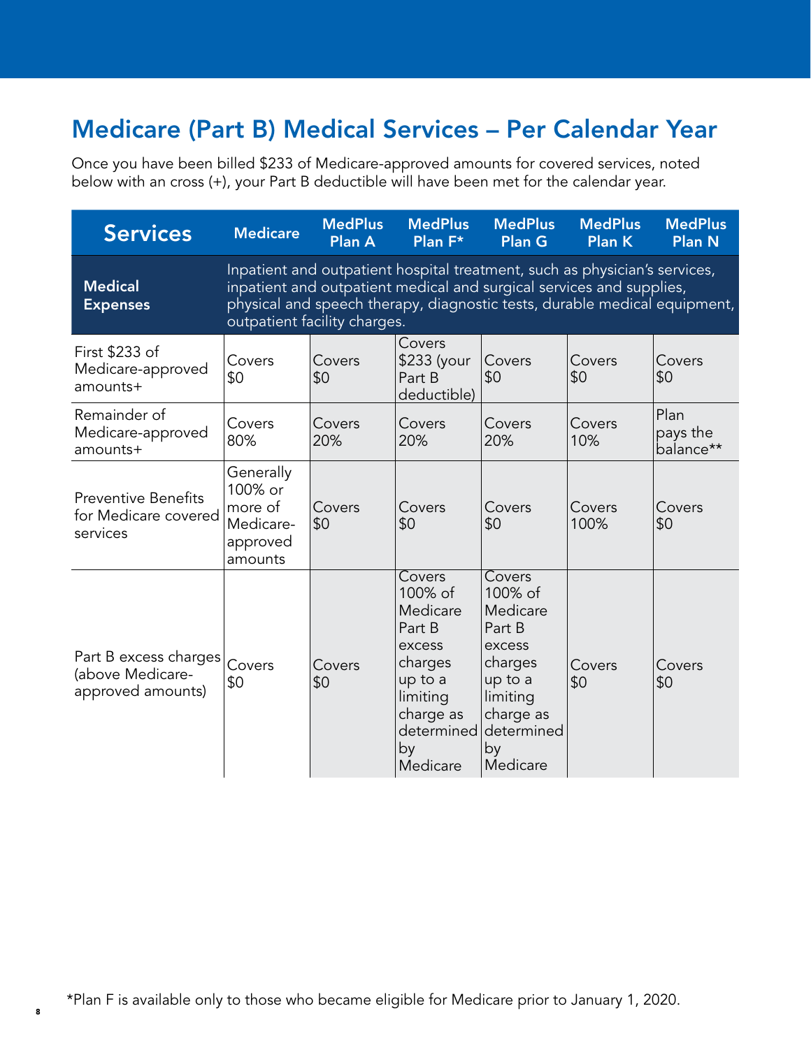## Medicare (Part B) Medical Services – Per Calendar Year

Once you have been billed $233 of Medicare-approved amounts for covered services, noted below with an cross (+), your Part B deductible will have been met for the calendar year.

| Services | Medicare | MedPlus Plan A | MedPlus Plan F* | MedPlus Plan G | MedPlus Plan K | MedPlus Plan N |
|---|---|---|---|---|---|---|
| **Medical Expenses** | Inpatient and outpatient hospital treatment, such as physician's services, inpatient and outpatient medical and surgical services and supplies, physical and speech therapy, diagnostic tests, durable medical equipment, outpatient facility charges. | | | | | |
| First $233 of Medicare-approved amounts+ | Covers $0 | Covers $0 | Covers $233 (your Part B deductible) | Covers $0 | Covers $0 | Covers $0 |
| Remainder of Medicare-approved amounts+ | Covers 80% | Covers 20% | Covers 20% | Covers 20% | Covers 10% | Plan pays the balance** |
| Preventive Benefits for Medicare covered services | Generally 100% or more of Medicare-approved amounts | Covers $0 | Covers $0 | Covers $0 | Covers 100% | Covers $0 |
| Part B excess charges (above Medicare-approved amounts) | Covers $0 | Covers $0 | Covers 100% of Medicare Part B excess charges up to a limiting charge as determined by Medicare | Covers 100% of Medicare Part B excess charges up to a limiting charge as determined by Medicare | Covers $0 | Covers $0 |

*Plan F is available only to those who became eligible for Medicare prior to January 1, 2020.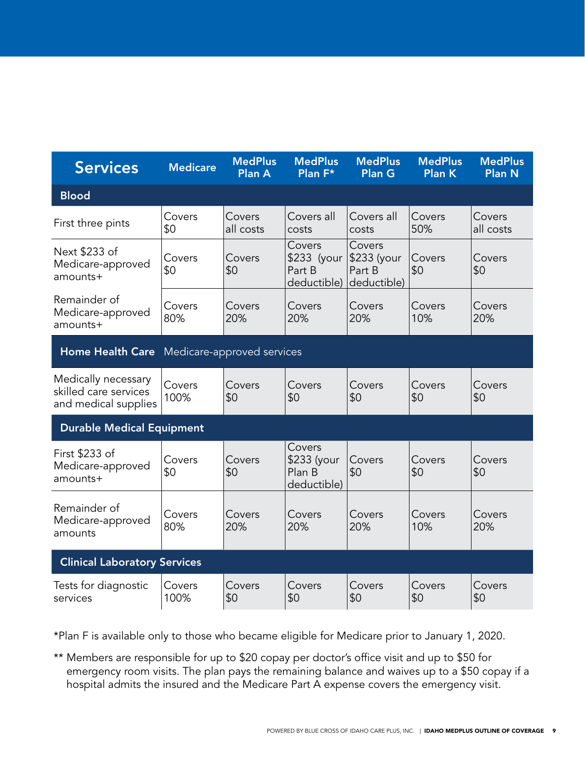| Services | Medicare | MedPlus Plan A | MedPlus Plan F* | MedPlus Plan G | MedPlus Plan K | MedPlus Plan N |
|---|---|---|---|---|---|---|
| **Blood** | | | | | | |
| First three pints | Covers $0 | Covers all costs | Covers all costs | Covers all costs | Covers 50% | Covers all costs |
| Next $233 of Medicare-approved amounts+ | Covers $0 | Covers $0 | Covers $233 (your Part B deductible) | Covers $233 (your Part B deductible) | Covers $0 | Covers $0 |
| Remainder of Medicare-approved amounts+ | Covers 80% | Covers 20% | Covers 20% | Covers 20% | Covers 10% | Covers 20% |
| **Home Health Care** Medicare-approved services | | | | | | |
| Medically necessary skilled care services and medical supplies | Covers 100% | Covers $0 | Covers $0 | Covers $0 | Covers $0 | Covers $0 |
| **Durable Medical Equipment** | | | | | | |
| First $233 of Medicare-approved amounts+ | Covers $0 | Covers $0 | Covers $233 (your Plan B deductible) | Covers $0 | Covers $0 | Covers $0 |
| Remainder of Medicare-approved amounts | Covers 80% | Covers 20% | Covers 20% | Covers 20% | Covers 10% | Covers 20% |
| **Clinical Laboratory Services** | | | | | | |
| Tests for diagnostic services | Covers 100% | Covers $0 | Covers $0 | Covers $0 | Covers $0 | Covers $0 |

*Plan F is available only to those who became eligible for Medicare prior to January 1, 2020.

** Members are responsible for up to $20 copay per doctor's office visit and up to $50 for emergency room visits. The plan pays the remaining balance and waives up to a $50 copay if a hospital admits the insured and the Medicare Part A expense covers the emergency visit.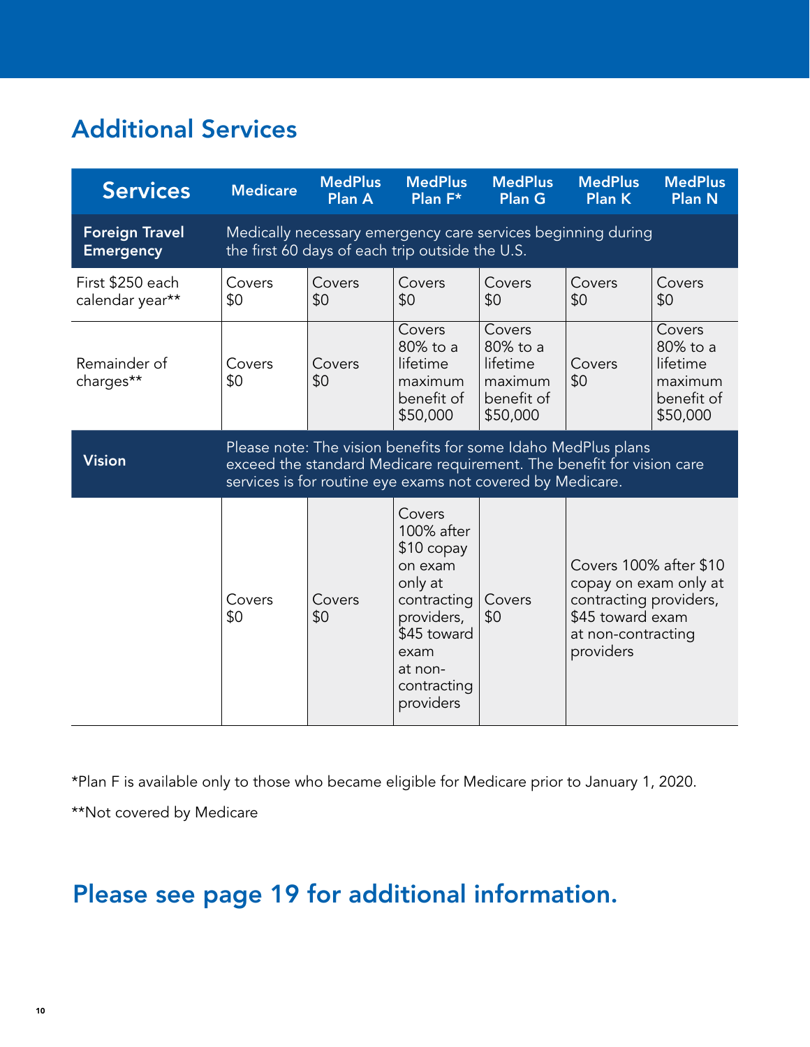## Additional Services

| Services | Medicare | MedPlus Plan A | MedPlus Plan F* | MedPlus Plan G | MedPlus Plan K | MedPlus Plan N |
|---|---|---|---|---|---|---|
| **Foreign Travel Emergency** | Medically necessary emergency care services beginning during the first 60 days of each trip outside the U.S. | | | | | |
| First $250 each calendar year** | Covers $0 | Covers $0 | Covers $0 | Covers $0 | Covers $0 | Covers $0 |
| Remainder of charges** | Covers $0 | Covers $0 | Covers 80% to a lifetime maximum benefit of $50,000 | Covers 80% to a lifetime maximum benefit of $50,000 | Covers $0 | Covers 80% to a lifetime maximum benefit of $50,000 |
| **Vision** | Please note: The vision benefits for some Idaho MedPlus plans exceed the standard Medicare requirement. The benefit for vision care services is for routine eye exams not covered by Medicare. | | | | | |
| | Covers $0 | Covers $0 | Covers 100% after $10 copay on exam only at contracting providers, $45 toward exam at non-contracting providers | Covers $0 | Covers 100% after $10 copay on exam only at contracting providers, $45 toward exam at non-contracting providers | |

*Plan F is available only to those who became eligible for Medicare prior to January 1, 2020.

**Not covered by Medicare

## Please see page 19 for additional information.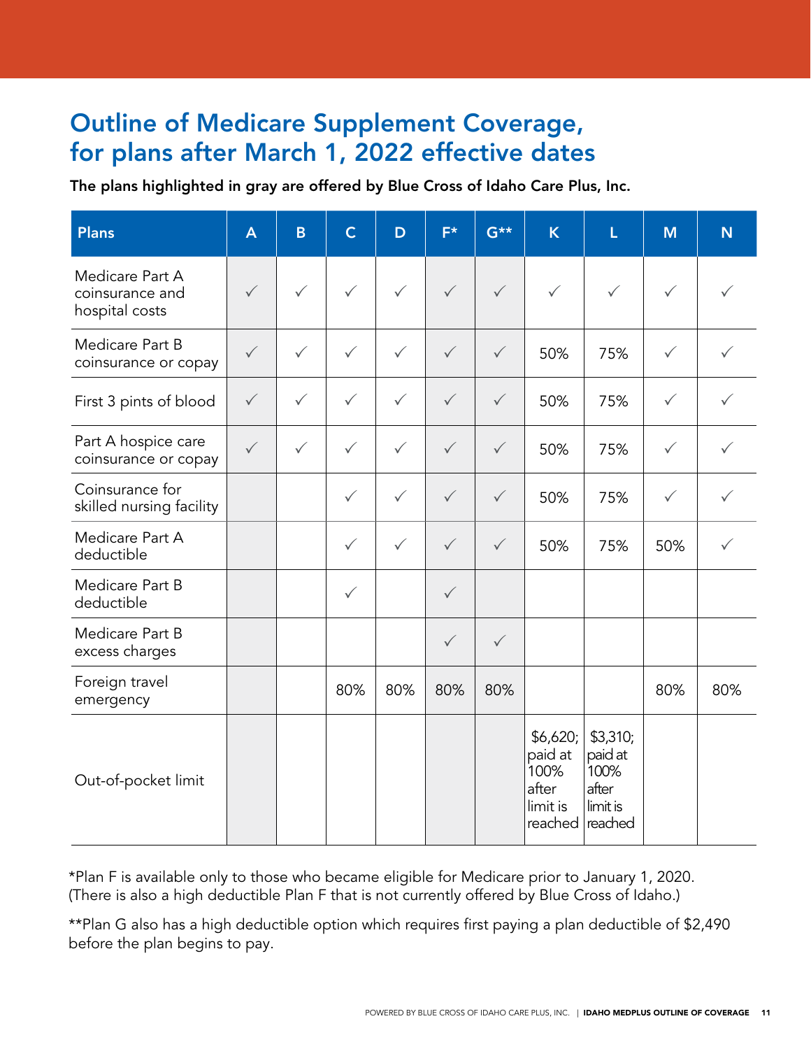# Outline of Medicare Supplement Coverage, for plans after March 1, 2022 effective dates

**The plans highlighted in gray are offered by Blue Cross of Idaho Care Plus, Inc.**

| Plans | A | B | C | D | F* | G** | K | L | M | N |
|---|---|---|---|---|---|---|---|---|---|---|
| Medicare Part A coinsurance and hospital costs | ✓ | ✓ | ✓ | ✓ | ✓ | ✓ | ✓ | ✓ | ✓ | ✓ |
| Medicare Part B coinsurance or copay | ✓ | ✓ | ✓ | ✓ | ✓ | ✓ | 50% | 75% | ✓ | ✓ |
| First 3 pints of blood | ✓ | ✓ | ✓ | ✓ | ✓ | ✓ | 50% | 75% | ✓ | ✓ |
| Part A hospice care coinsurance or copay | ✓ | ✓ | ✓ | ✓ | ✓ | ✓ | 50% | 75% | ✓ | ✓ |
| Coinsurance for skilled nursing facility | | | ✓ | ✓ | ✓ | ✓ | 50% | 75% | ✓ | ✓ |
| Medicare Part A deductible | | | ✓ | ✓ | ✓ | ✓ | 50% | 75% | 50% | ✓ |
| Medicare Part B deductible | | | ✓ | | ✓ | | | | | |
| Medicare Part B excess charges | | | | | ✓ | ✓ | | | | |
| Foreign travel emergency | | | 80% | 80% | 80% | 80% | | | 80% | 80% |
| Out-of-pocket limit | | | | | | | $6,620; paid at 100% after limit is reached | $3,310; paid at 100% after limit is reached | | |

*Plan F is available only to those who became eligible for Medicare prior to January 1, 2020. (There is also a high deductible Plan F that is not currently offered by Blue Cross of Idaho.)

**Plan G also has a high deductible option which requires first paying a plan deductible of $2,490 before the plan begins to pay.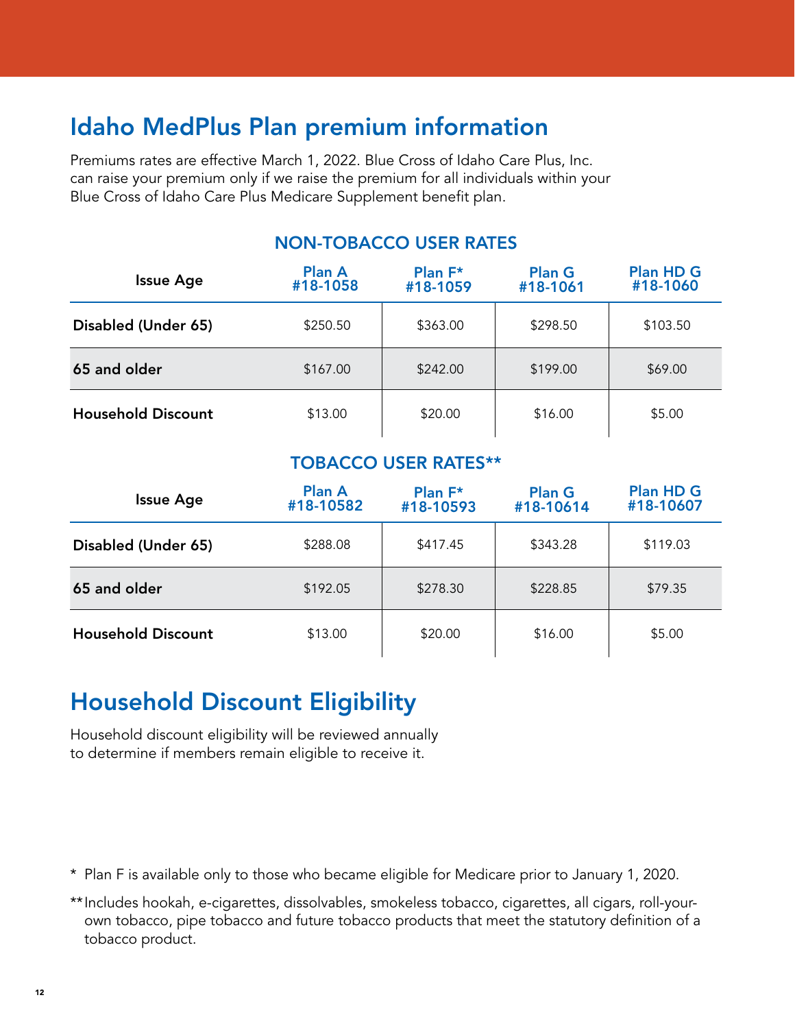# Idaho MedPlus Plan premium information

Premiums rates are effective March 1, 2022. Blue Cross of Idaho Care Plus, Inc. can raise your premium only if we raise the premium for all individuals within your Blue Cross of Idaho Care Plus Medicare Supplement benefit plan.

### NON-TOBACCO USER RATES

| Issue Age | Plan A #18-1058 | Plan F* #18-1059 | Plan G #18-1061 | Plan HD G #18-1060 |
|---|---|---|---|---|
| **Disabled (Under 65)** | $250.50 | $363.00 | $298.50 | $103.50 |
| **65 and older** | $167.00 | $242.00 | $199.00 | $69.00 |
| **Household Discount** | $13.00 | $20.00 | $16.00 | $5.00 |

### TOBACCO USER RATES**

| Issue Age | Plan A #18-10582 | Plan F* #18-10593 | Plan G #18-10614 | Plan HD G #18-10607 |
|---|---|---|---|---|
| **Disabled (Under 65)** | $288.08 | $417.45 | $343.28 | $119.03 |
| **65 and older** | $192.05 | $278.30 | $228.85 | $79.35 |
| **Household Discount** | $13.00 | $20.00 | $16.00 | $5.00 |

## Household Discount Eligibility

Household discount eligibility will be reviewed annually to determine if members remain eligible to receive it.

\* Plan F is available only to those who became eligible for Medicare prior to January 1, 2020.

** Includes hookah, e-cigarettes, dissolvables, smokeless tobacco, cigarettes, all cigars, roll-your-own tobacco, pipe tobacco and future tobacco products that meet the statutory definition of a tobacco product.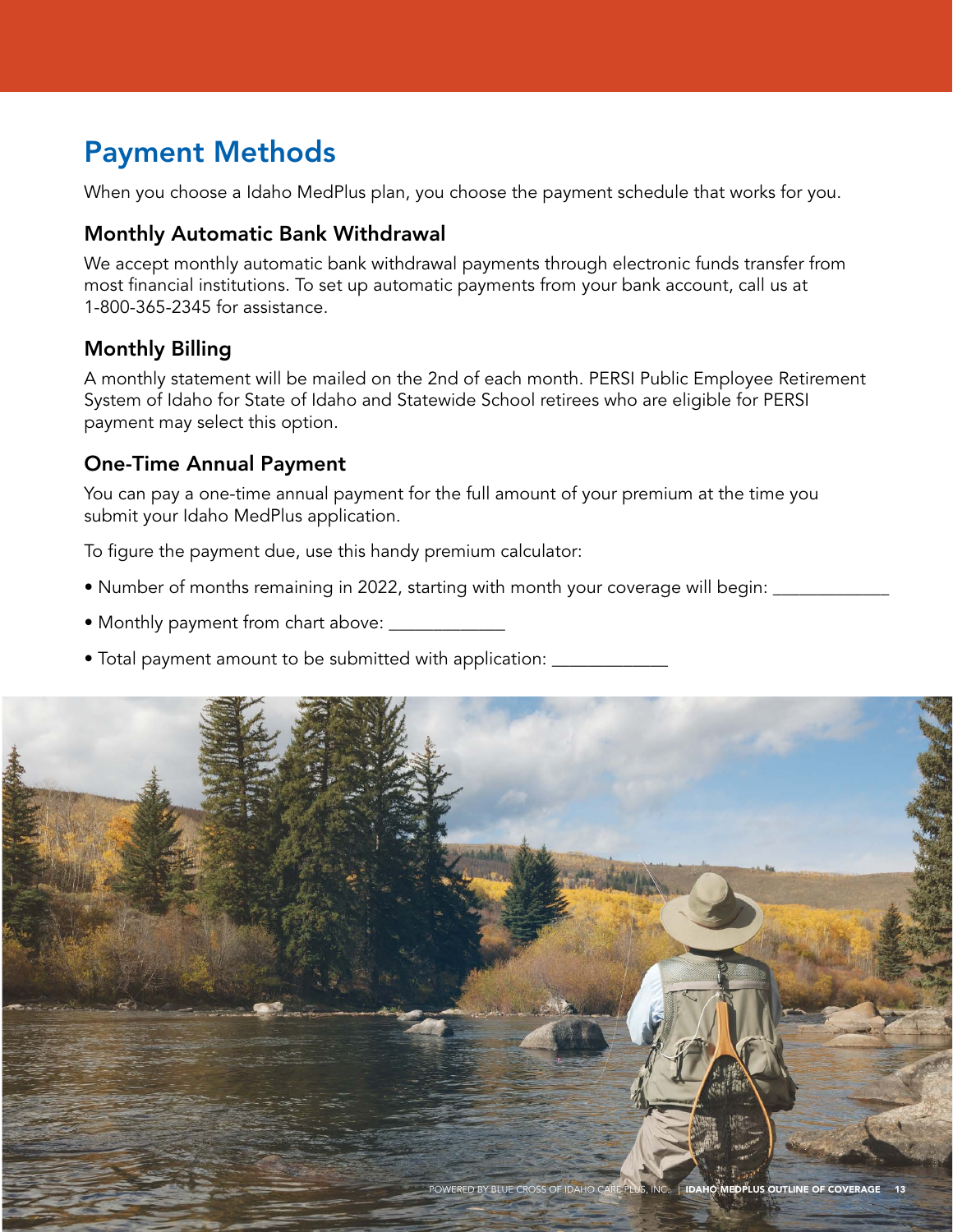# Payment Methods

When you choose a Idaho MedPlus plan, you choose the payment schedule that works for you.

## Monthly Automatic Bank Withdrawal

We accept monthly automatic bank withdrawal payments through electronic funds transfer from most financial institutions. To set up automatic payments from your bank account, call us at 1-800-365-2345 for assistance.

## Monthly Billing

A monthly statement will be mailed on the 2nd of each month. PERSI Public Employee Retirement System of Idaho for State of Idaho and Statewide School retirees who are eligible for PERSI payment may select this option.

## One-Time Annual Payment

You can pay a one-time annual payment for the full amount of your premium at the time you submit your Idaho MedPlus application.

To figure the payment due, use this handy premium calculator:

- Number of months remaining in 2022, starting with month your coverage will begin: ____________
- Monthly payment from chart above: ____________
- Total payment amount to be submitted with application: ____________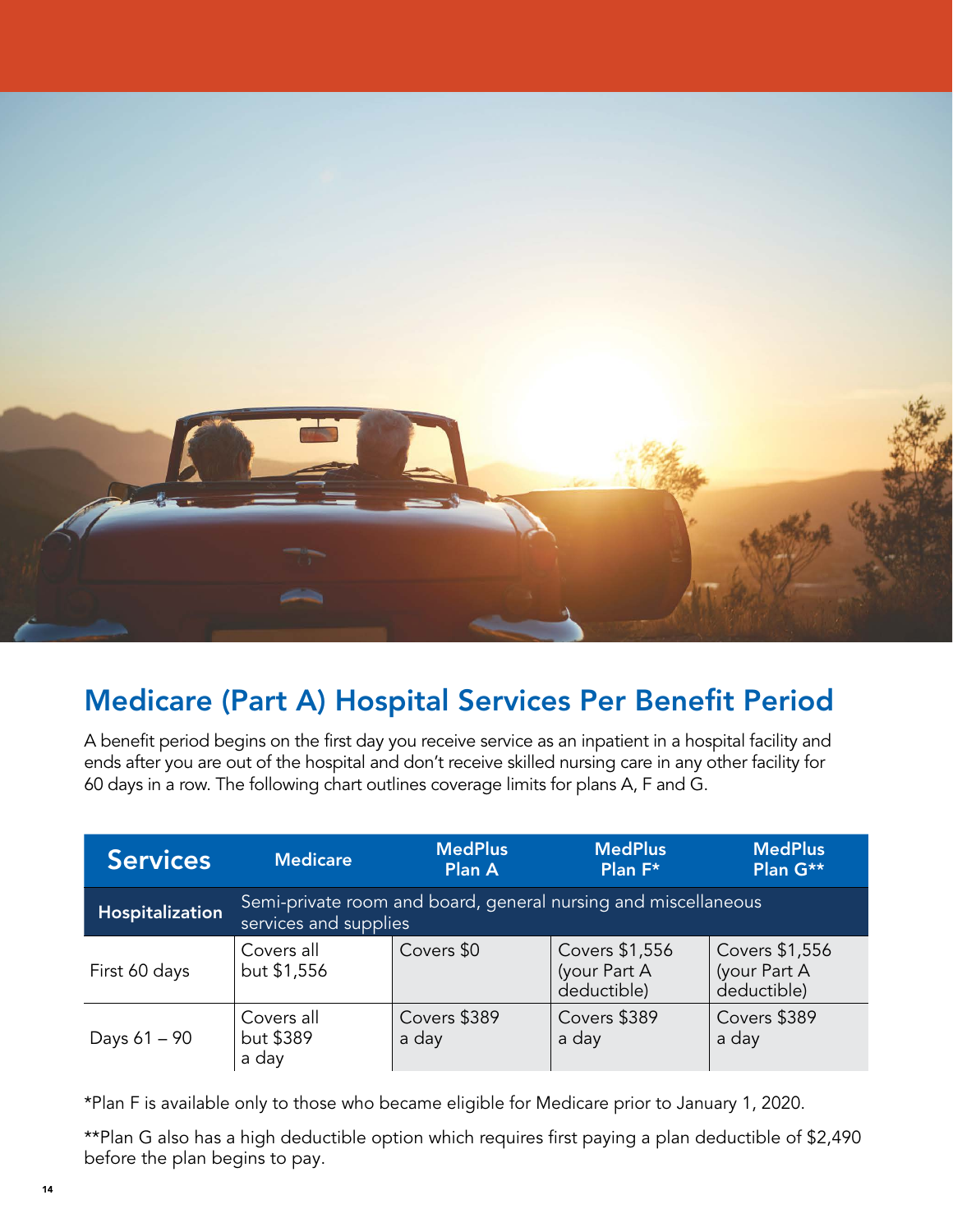## Medicare (Part A) Hospital Services Per Benefit Period

A benefit period begins on the first day you receive service as an inpatient in a hospital facility and ends after you are out of the hospital and don't receive skilled nursing care in any other facility for 60 days in a row. The following chart outlines coverage limits for plans A, F and G.

| Services | Medicare | MedPlus Plan A | MedPlus Plan F* | MedPlus Plan G** |
|---|---|---|---|---|
| **Hospitalization** | Semi-private room and board, general nursing and miscellaneous services and supplies | | | |
| First 60 days | Covers all but $1,556 | Covers $0 | Covers $1,556 (your Part A deductible) | Covers $1,556 (your Part A deductible) |
| Days 61 – 90 | Covers all but $389 a day | Covers $389 a day | Covers $389 a day | Covers $389 a day |

*Plan F is available only to those who became eligible for Medicare prior to January 1, 2020.

**Plan G also has a high deductible option which requires first paying a plan deductible of $2,490 before the plan begins to pay.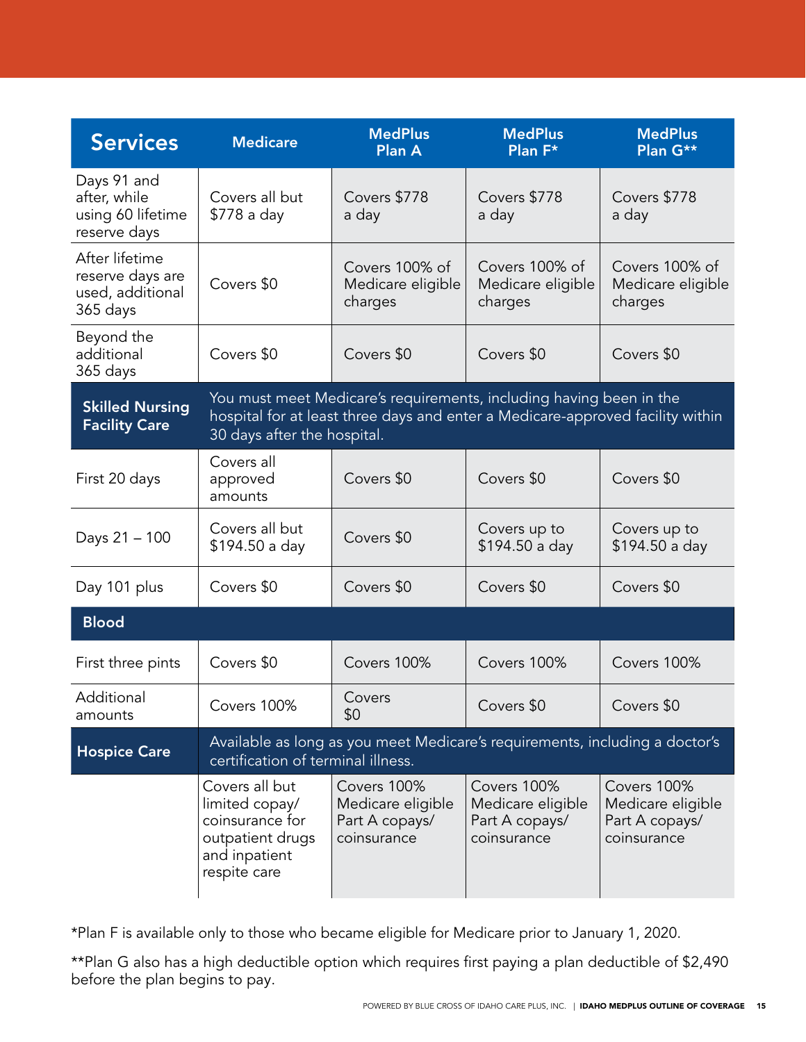| Services | Medicare | MedPlus Plan A | MedPlus Plan F* | MedPlus Plan G** |
|---|---|---|---|---|
| Days 91 and after, while using 60 lifetime reserve days | Covers all but $778 a day | Covers $778 a day | Covers $778 a day | Covers $778 a day |
| After lifetime reserve days are used, additional 365 days | Covers $0 | Covers 100% of Medicare eligible charges | Covers 100% of Medicare eligible charges | Covers 100% of Medicare eligible charges |
| Beyond the additional 365 days | Covers $0 | Covers $0 | Covers $0 | Covers $0 |
| **Skilled Nursing Facility Care** | You must meet Medicare's requirements, including having been in the hospital for at least three days and enter a Medicare-approved facility within 30 days after the hospital. | | | |
| First 20 days | Covers all approved amounts | Covers $0 | Covers $0 | Covers $0 |
| Days 21 – 100 | Covers all but $194.50 a day | Covers $0 | Covers up to $194.50 a day | Covers up to $194.50 a day |
| Day 101 plus | Covers $0 | Covers $0 | Covers $0 | Covers $0 |
| **Blood** | | | | |
| First three pints | Covers $0 | Covers 100% | Covers 100% | Covers 100% |
| Additional amounts | Covers 100% | Covers $0 | Covers $0 | Covers $0 |
| **Hospice Care** | Available as long as you meet Medicare's requirements, including a doctor's certification of terminal illness. | | | |
| | Covers all but limited copay/ coinsurance for outpatient drugs and inpatient respite care | Covers 100% Medicare eligible Part A copays/ coinsurance | Covers 100% Medicare eligible Part A copays/ coinsurance | Covers 100% Medicare eligible Part A copays/ coinsurance |

*Plan F is available only to those who became eligible for Medicare prior to January 1, 2020.

**Plan G also has a high deductible option which requires first paying a plan deductible of $2,490 before the plan begins to pay.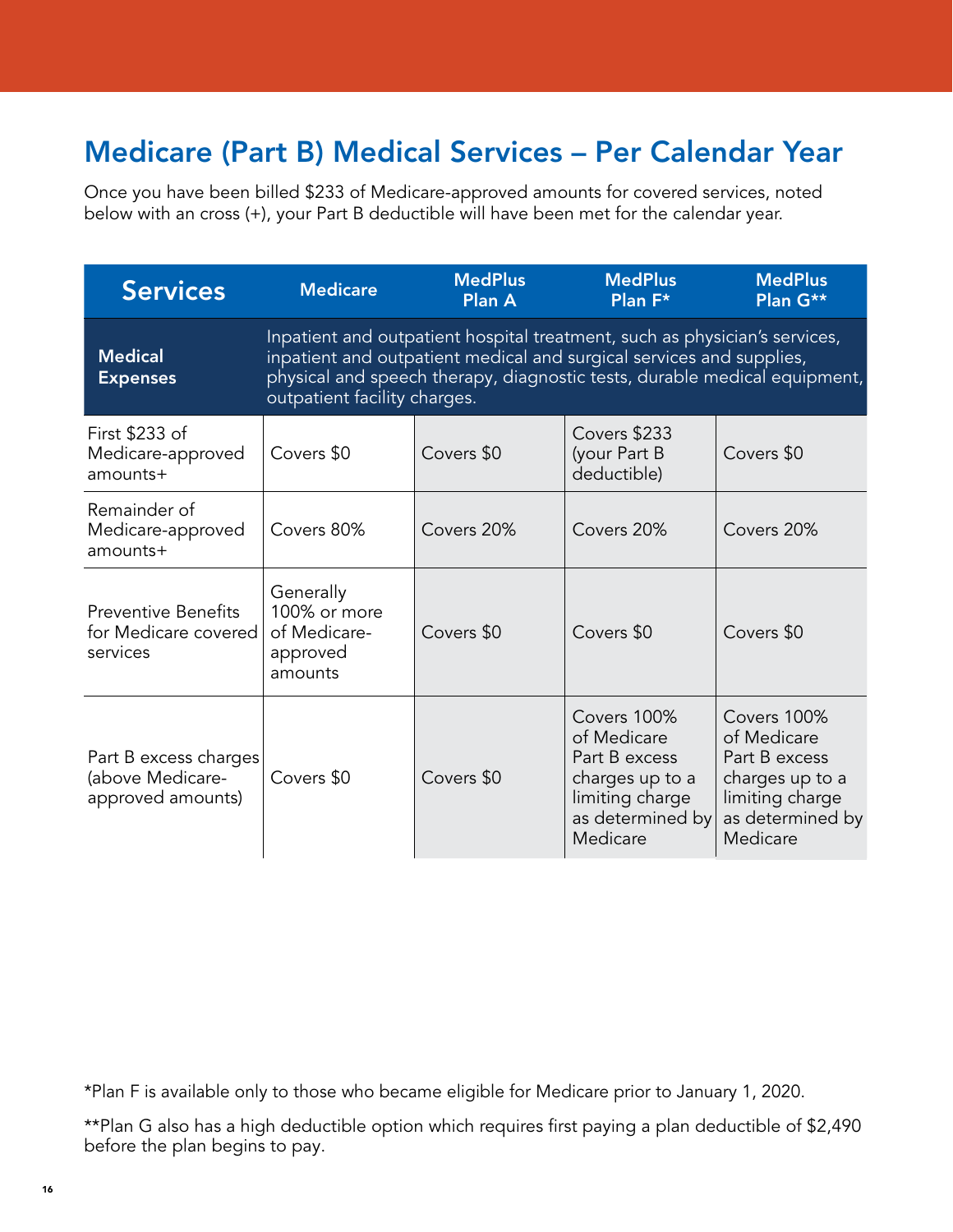## Medicare (Part B) Medical Services – Per Calendar Year

Once you have been billed $233 of Medicare-approved amounts for covered services, noted below with an cross (+), your Part B deductible will have been met for the calendar year.

| Services | Medicare | MedPlus Plan A | MedPlus Plan F* | MedPlus Plan G** |
|---|---|---|---|---|
| **Medical Expenses** | Inpatient and outpatient hospital treatment, such as physician's services, inpatient and outpatient medical and surgical services and supplies, physical and speech therapy, diagnostic tests, durable medical equipment, outpatient facility charges. | | | |
| First $233 of Medicare-approved amounts+ | Covers $0 | Covers $0 | Covers $233 (your Part B deductible) | Covers $0 |
| Remainder of Medicare-approved amounts+ | Covers 80% | Covers 20% | Covers 20% | Covers 20% |
| Preventive Benefits for Medicare covered services | Generally 100% or more of Medicare-approved amounts | Covers $0 | Covers $0 | Covers $0 |
| Part B excess charges (above Medicare-approved amounts) | Covers $0 | Covers $0 | Covers 100% of Medicare Part B excess charges up to a limiting charge as determined by Medicare | Covers 100% of Medicare Part B excess charges up to a limiting charge as determined by Medicare |

*Plan F is available only to those who became eligible for Medicare prior to January 1, 2020.

**Plan G also has a high deductible option which requires first paying a plan deductible of $2,490 before the plan begins to pay.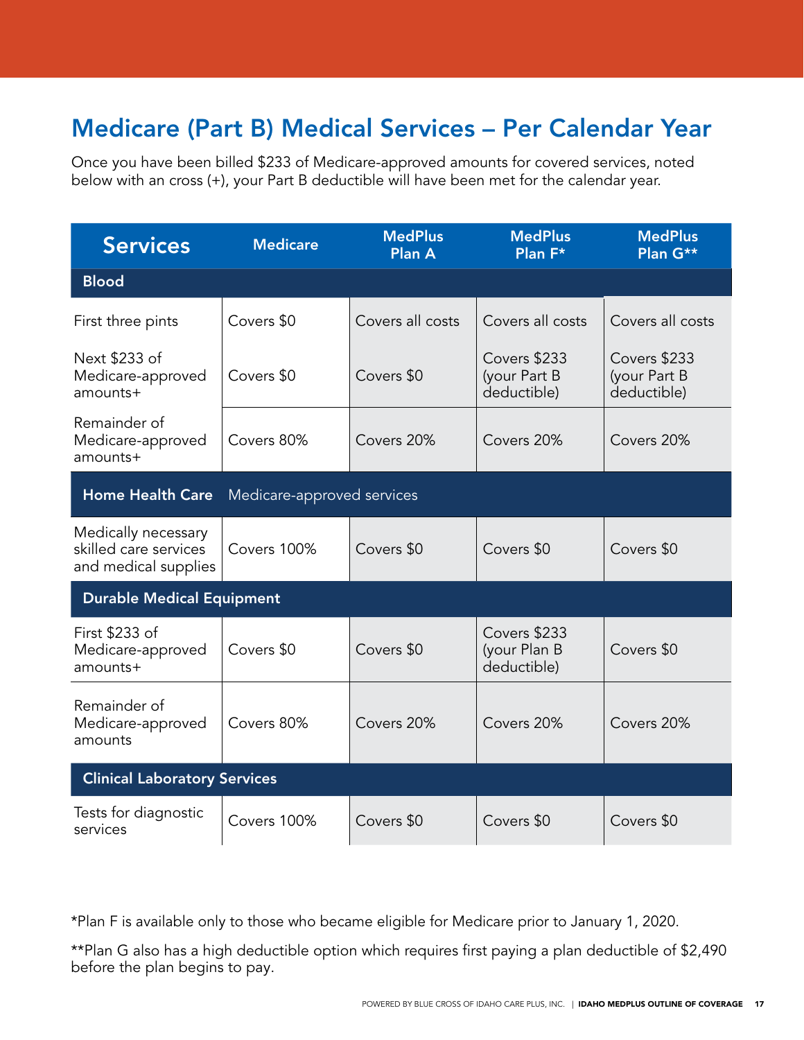## Medicare (Part B) Medical Services – Per Calendar Year

Once you have been billed $233 of Medicare-approved amounts for covered services, noted below with an cross (+), your Part B deductible will have been met for the calendar year.

| Services | Medicare | MedPlus Plan A | MedPlus Plan F* | MedPlus Plan G** |
|---|---|---|---|---|
| **Blood** | | | | |
| First three pints | Covers $0 | Covers all costs | Covers all costs | Covers all costs |
| Next $233 of Medicare-approved amounts+ | Covers $0 | Covers $0 | Covers $233 (your Part B deductible) | Covers $233 (your Part B deductible) |
| Remainder of Medicare-approved amounts+ | Covers 80% | Covers 20% | Covers 20% | Covers 20% |
| **Home Health Care** Medicare-approved services | | | | |
| Medically necessary skilled care services and medical supplies | Covers 100% | Covers $0 | Covers $0 | Covers $0 |
| **Durable Medical Equipment** | | | | |
| First $233 of Medicare-approved amounts+ | Covers $0 | Covers $0 | Covers $233 (your Plan B deductible) | Covers $0 |
| Remainder of Medicare-approved amounts | Covers 80% | Covers 20% | Covers 20% | Covers 20% |
| **Clinical Laboratory Services** | | | | |
| Tests for diagnostic services | Covers 100% | Covers $0 | Covers $0 | Covers $0 |

*Plan F is available only to those who became eligible for Medicare prior to January 1, 2020.

**Plan G also has a high deductible option which requires first paying a plan deductible of $2,490 before the plan begins to pay.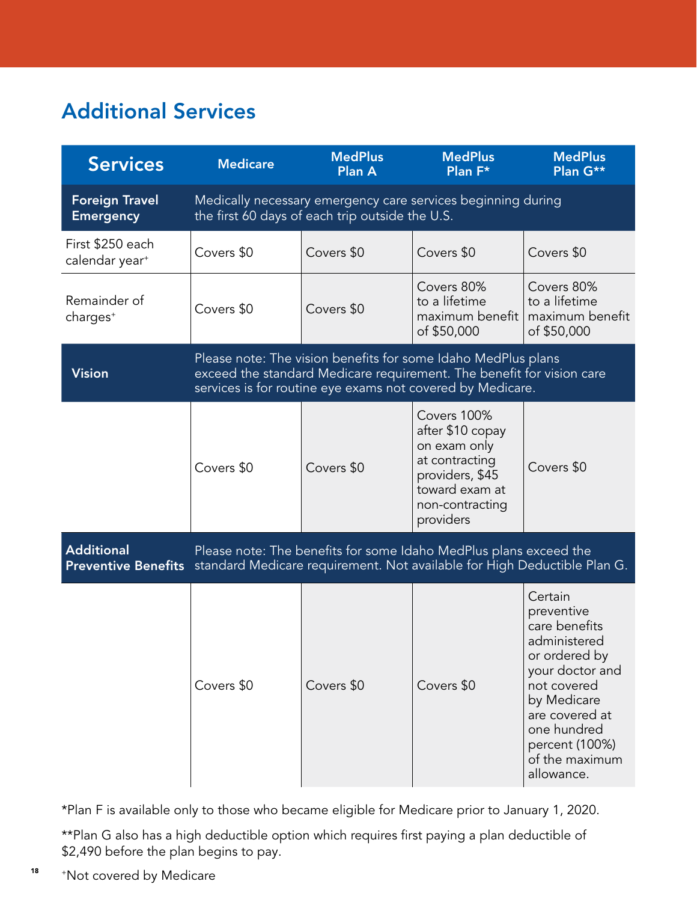## Additional Services

| Services | Medicare | MedPlus Plan A | MedPlus Plan F* | MedPlus Plan G** |
|---|---|---|---|---|
| **Foreign Travel Emergency** | Medically necessary emergency care services beginning during the first 60 days of each trip outside the U.S. | | | |
| First $250 each calendar year⁺ | Covers $0 | Covers $0 | Covers $0 | Covers $0 |
| Remainder of charges⁺ | Covers $0 | Covers $0 | Covers 80% to a lifetime maximum benefit of $50,000 | Covers 80% to a lifetime maximum benefit of $50,000 |
| **Vision** | Please note: The vision benefits for some Idaho MedPlus plans exceed the standard Medicare requirement. The benefit for vision care services is for routine eye exams not covered by Medicare. | | | |
| | Covers $0 | Covers $0 | Covers 100% after $10 copay on exam only at contracting providers, $45 toward exam at non-contracting providers | Covers $0 |
| **Additional Preventive Benefits** | Please note: The benefits for some Idaho MedPlus plans exceed the standard Medicare requirement. Not available for High Deductible Plan G. | | | |
| | Covers $0 | Covers $0 | Covers $0 | Certain preventive care benefits administered or ordered by your doctor and not covered by Medicare are covered at one hundred percent (100%) of the maximum allowance. |

*Plan F is available only to those who became eligible for Medicare prior to January 1, 2020.

**Plan G also has a high deductible option which requires first paying a plan deductible of $2,490 before the plan begins to pay.

⁺Not covered by Medicare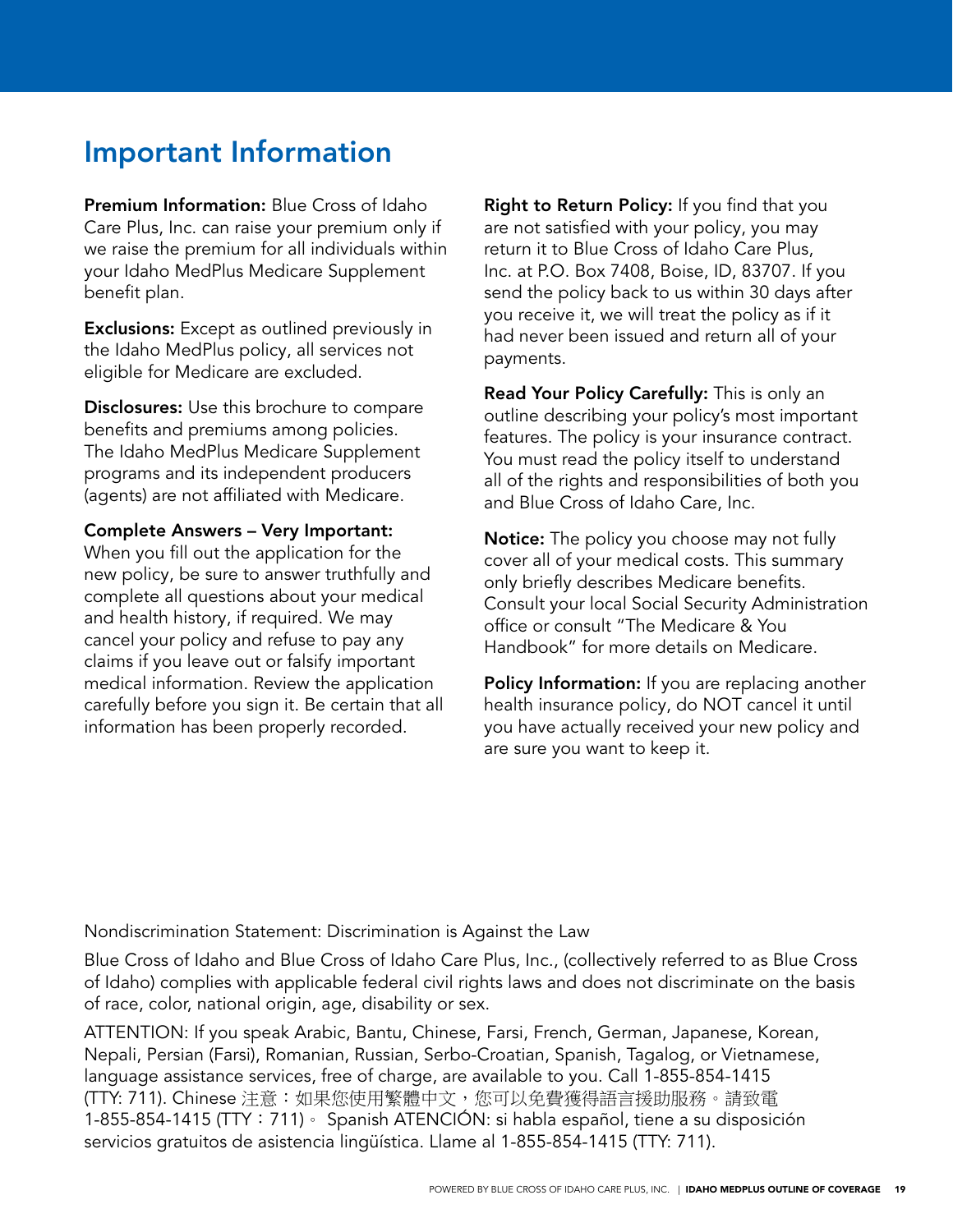# Important Information

**Premium Information:** Blue Cross of Idaho Care Plus, Inc. can raise your premium only if we raise the premium for all individuals within your Idaho MedPlus Medicare Supplement benefit plan.

**Exclusions:** Except as outlined previously in the Idaho MedPlus policy, all services not eligible for Medicare are excluded.

**Disclosures:** Use this brochure to compare benefits and premiums among policies. The Idaho MedPlus Medicare Supplement programs and its independent producers (agents) are not affiliated with Medicare.

**Complete Answers – Very Important:** When you fill out the application for the new policy, be sure to answer truthfully and complete all questions about your medical and health history, if required. We may cancel your policy and refuse to pay any claims if you leave out or falsify important medical information. Review the application carefully before you sign it. Be certain that all information has been properly recorded.

**Right to Return Policy:** If you find that you are not satisfied with your policy, you may return it to Blue Cross of Idaho Care Plus, Inc. at P.O. Box 7408, Boise, ID, 83707. If you send the policy back to us within 30 days after you receive it, we will treat the policy as if it had never been issued and return all of your payments.

**Read Your Policy Carefully:** This is only an outline describing your policy's most important features. The policy is your insurance contract. You must read the policy itself to understand all of the rights and responsibilities of both you and Blue Cross of Idaho Care, Inc.

**Notice:** The policy you choose may not fully cover all of your medical costs. This summary only briefly describes Medicare benefits. Consult your local Social Security Administration office or consult "The Medicare & You Handbook" for more details on Medicare.

**Policy Information:** If you are replacing another health insurance policy, do NOT cancel it until you have actually received your new policy and are sure you want to keep it.

Nondiscrimination Statement: Discrimination is Against the Law

Blue Cross of Idaho and Blue Cross of Idaho Care Plus, Inc., (collectively referred to as Blue Cross of Idaho) complies with applicable federal civil rights laws and does not discriminate on the basis of race, color, national origin, age, disability or sex.

ATTENTION: If you speak Arabic, Bantu, Chinese, Farsi, French, German, Japanese, Korean, Nepali, Persian (Farsi), Romanian, Russian, Serbo-Croatian, Spanish, Tagalog, or Vietnamese, language assistance services, free of charge, are available to you. Call 1-855-854-1415 (TTY: 711). Chinese 注意：如果您使用繁體中文，您可以免費獲得語言援助服務。請致電 1-855-854-1415 (TTY：711)。 Spanish ATENCIÓN: si habla español, tiene a su disposición servicios gratuitos de asistencia lingüística. Llame al 1-855-854-1415 (TTY: 711).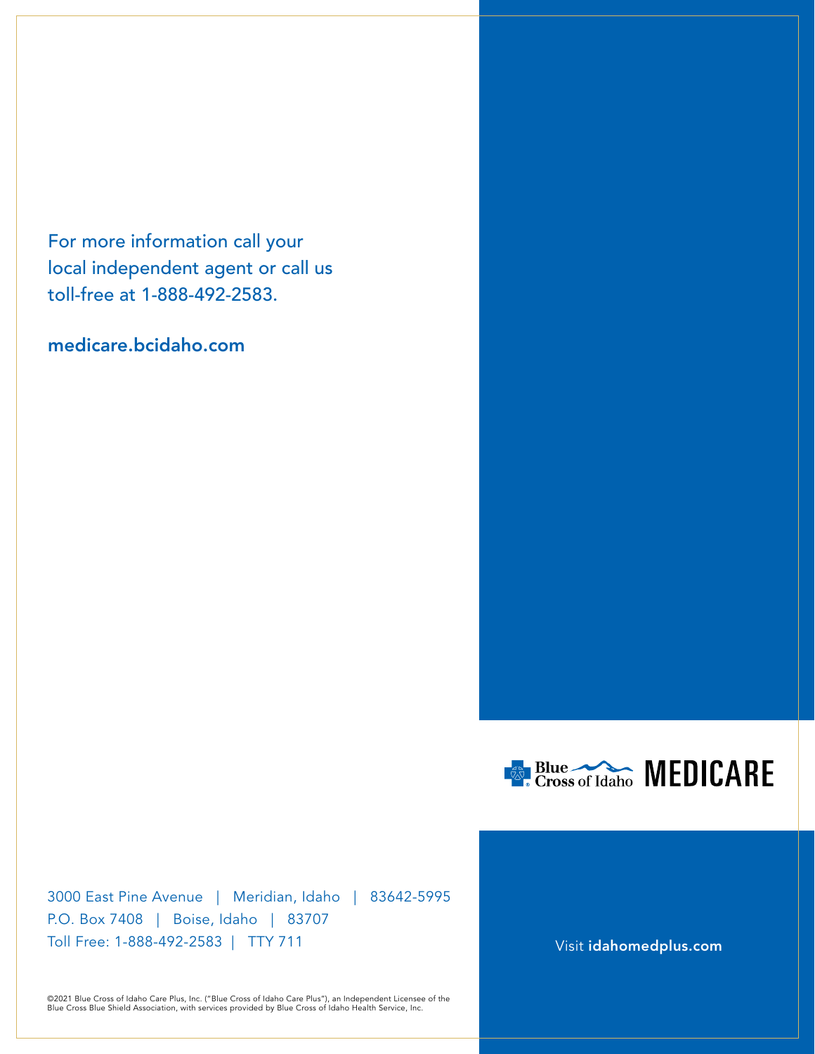For more information call your local independent agent or call us toll-free at 1-888-492-2583.

**medicare.bcidaho.com**

Blue Cross of Idaho MEDICARE

3000 East Pine Avenue | Meridian, Idaho | 83642-5995
P.O. Box 7408 | Boise, Idaho | 83707
Toll Free: 1-888-492-2583 | TTY 711

Visit **idahomedplus.com**

©2021 Blue Cross of Idaho Care Plus, Inc. ("Blue Cross of Idaho Care Plus"), an Independent Licensee of the Blue Cross Blue Shield Association, with services provided by Blue Cross of Idaho Health Service, Inc.